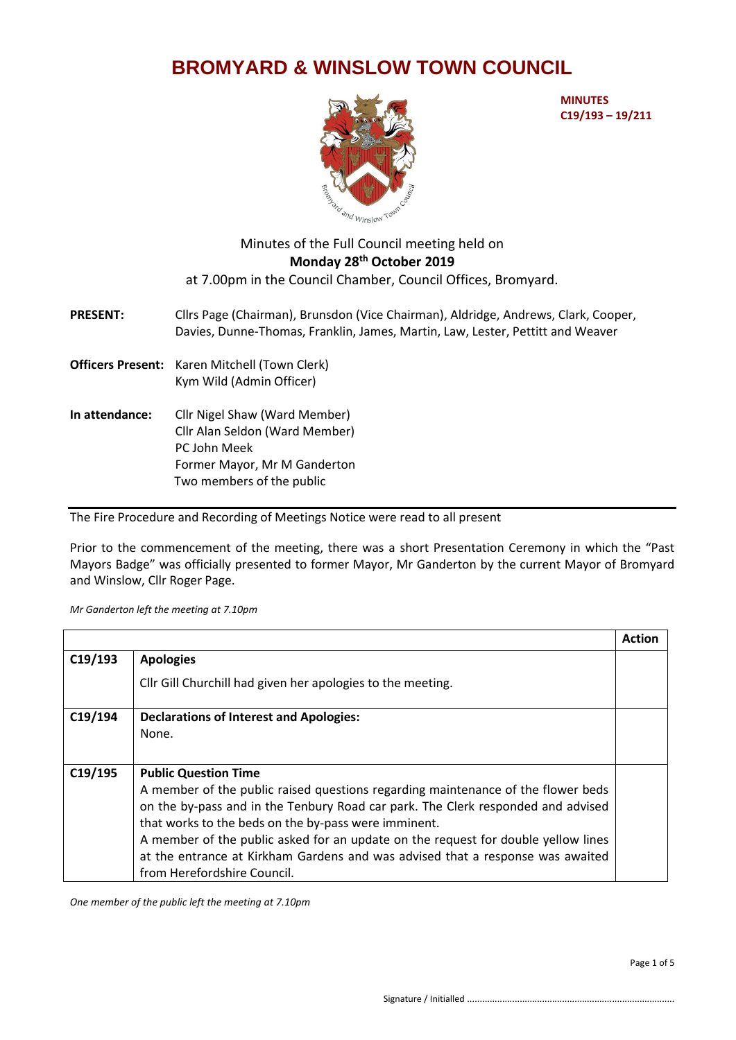# BROMYARD & WINSLOW TOWN COUNCIL

**MINUTES**
**C19/193 – 19/211**

Minutes of the Full Council meeting held on
**Monday 28th October 2019**
at 7.00pm in the Council Chamber, Council Offices, Bromyard.

**PRESENT:** Cllrs Page (Chairman), Brunsdon (Vice Chairman), Aldridge, Andrews, Clark, Cooper, Davies, Dunne-Thomas, Franklin, James, Martin, Law, Lester, Pettitt and Weaver

**Officers Present:** Karen Mitchell (Town Clerk)
Kym Wild (Admin Officer)

**In attendance:** Cllr Nigel Shaw (Ward Member)
Cllr Alan Seldon (Ward Member)
PC John Meek
Former Mayor, Mr M Ganderton
Two members of the public

---

The Fire Procedure and Recording of Meetings Notice were read to all present

Prior to the commencement of the meeting, there was a short Presentation Ceremony in which the "Past Mayors Badge" was officially presented to former Mayor, Mr Ganderton by the current Mayor of Bromyard and Winslow, Cllr Roger Page.

*Mr Ganderton left the meeting at 7.10pm*

| | | Action |
|---|---|---|
| C19/193 | **Apologies**<br>Cllr Gill Churchill had given her apologies to the meeting. | |
| C19/194 | **Declarations of Interest and Apologies:**<br>None. | |
| C19/195 | **Public Question Time**<br>A member of the public raised questions regarding maintenance of the flower beds on the by-pass and in the Tenbury Road car park. The Clerk responded and advised that works to the beds on the by-pass were imminent.<br>A member of the public asked for an update on the request for double yellow lines at the entrance at Kirkham Gardens and was advised that a response was awaited from Herefordshire Council. | |

*One member of the public left the meeting at 7.10pm*

Signature / Initialled ..................................................................................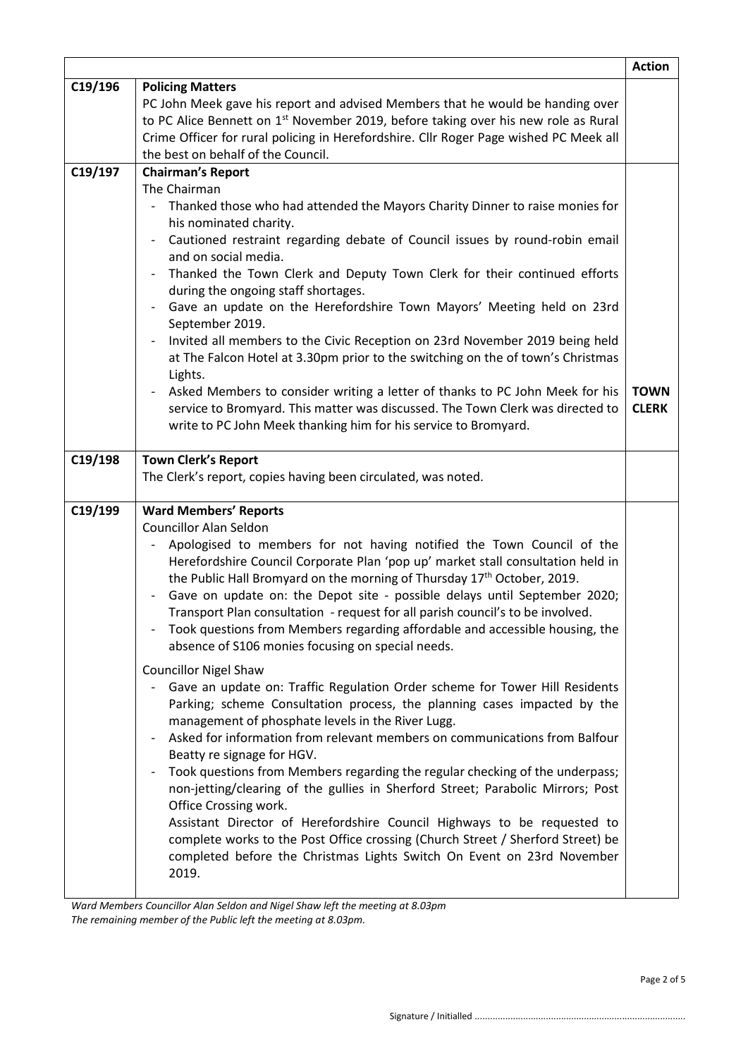| | | Action |
|---|---|---|
| C19/196 | **Policing Matters**<br>PC John Meek gave his report and advised Members that he would be handing over to PC Alice Bennett on 1st November 2019, before taking over his new role as Rural Crime Officer for rural policing in Herefordshire. Cllr Roger Page wished PC Meek all the best on behalf of the Council. | |
| C19/197 | **Chairman's Report**<br>The Chairman<br>- Thanked those who had attended the Mayors Charity Dinner to raise monies for his nominated charity.<br>- Cautioned restraint regarding debate of Council issues by round-robin email and on social media.<br>- Thanked the Town Clerk and Deputy Town Clerk for their continued efforts during the ongoing staff shortages.<br>- Gave an update on the Herefordshire Town Mayors' Meeting held on 23rd September 2019.<br>- Invited all members to the Civic Reception on 23rd November 2019 being held at The Falcon Hotel at 3.30pm prior to the switching on the of town's Christmas Lights.<br>- Asked Members to consider writing a letter of thanks to PC John Meek for his service to Bromyard. This matter was discussed. The Town Clerk was directed to write to PC John Meek thanking him for his service to Bromyard. | **TOWN CLERK** |
| C19/198 | **Town Clerk's Report**<br>The Clerk's report, copies having been circulated, was noted. | |
| C19/199 | **Ward Members' Reports**<br>Councillor Alan Seldon<br>- Apologised to members for not having notified the Town Council of the Herefordshire Council Corporate Plan 'pop up' market stall consultation held in the Public Hall Bromyard on the morning of Thursday 17th October, 2019.<br>- Gave on update on: the Depot site - possible delays until September 2020; Transport Plan consultation - request for all parish council's to be involved.<br>- Took questions from Members regarding affordable and accessible housing, the absence of S106 monies focusing on special needs.<br><br>Councillor Nigel Shaw<br>- Gave an update on: Traffic Regulation Order scheme for Tower Hill Residents Parking; scheme Consultation process, the planning cases impacted by the management of phosphate levels in the River Lugg.<br>- Asked for information from relevant members on communications from Balfour Beatty re signage for HGV.<br>- Took questions from Members regarding the regular checking of the underpass; non-jetting/clearing of the gullies in Sherford Street; Parabolic Mirrors; Post Office Crossing work.<br>Assistant Director of Herefordshire Council Highways to be requested to complete works to the Post Office crossing (Church Street / Sherford Street) be completed before the Christmas Lights Switch On Event on 23rd November 2019. | |

*Ward Members Councillor Alan Seldon and Nigel Shaw left the meeting at 8.03pm*
*The remaining member of the Public left the meeting at 8.03pm.*

Signature / Initialled ..................................................................................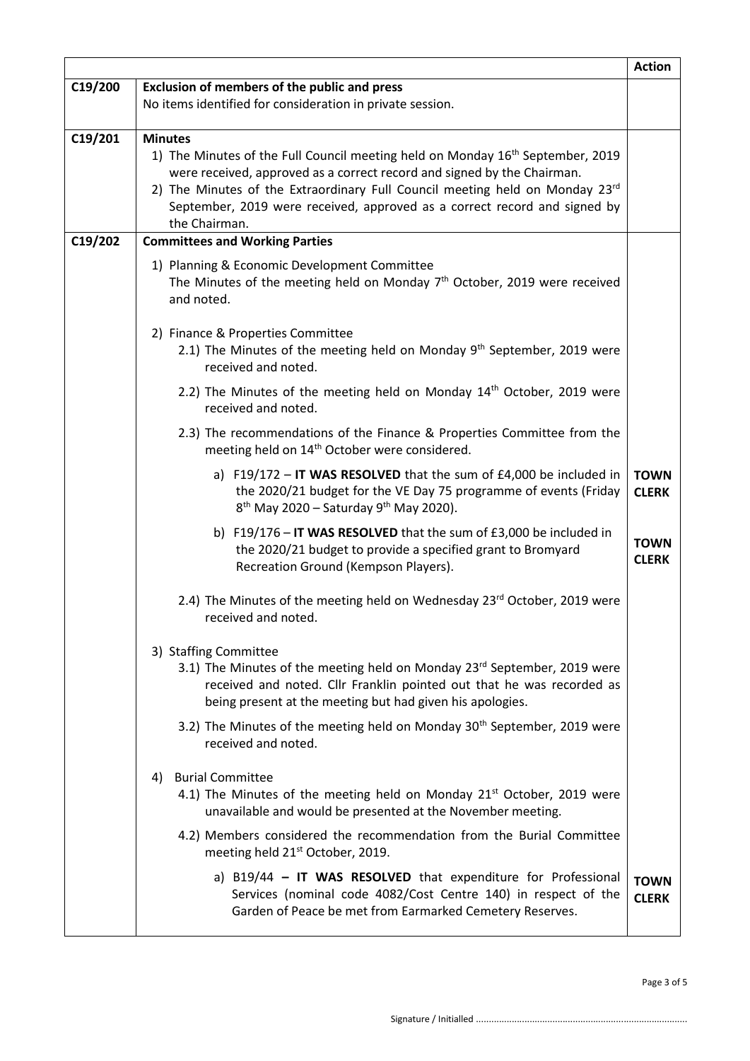| | | Action |
|---|---|---|
| C19/200 | **Exclusion of members of the public and press**<br>No items identified for consideration in private session. | |
| C19/201 | **Minutes**<br>1) The Minutes of the Full Council meeting held on Monday 16th September, 2019 were received, approved as a correct record and signed by the Chairman.<br>2) The Minutes of the Extraordinary Full Council meeting held on Monday 23rd September, 2019 were received, approved as a correct record and signed by the Chairman. | |
| C19/202 | **Committees and Working Parties**<br>1) Planning & Economic Development Committee<br>The Minutes of the meeting held on Monday 7th October, 2019 were received and noted.<br>2) Finance & Properties Committee<br>2.1) The Minutes of the meeting held on Monday 9th September, 2019 were received and noted.<br>2.2) The Minutes of the meeting held on Monday 14th October, 2019 were received and noted.<br>2.3) The recommendations of the Finance & Properties Committee from the meeting held on 14th October were considered. | |
| | a) F19/172 – **IT WAS RESOLVED** that the sum of £4,000 be included in the 2020/21 budget for the VE Day 75 programme of events (Friday 8th May 2020 – Saturday 9th May 2020). | **TOWN CLERK** |
| | b) F19/176 – **IT WAS RESOLVED** that the sum of £3,000 be included in the 2020/21 budget to provide a specified grant to Bromyard Recreation Ground (Kempson Players). | **TOWN CLERK** |
| | 2.4) The Minutes of the meeting held on Wednesday 23rd October, 2019 were received and noted.<br>3) Staffing Committee<br>3.1) The Minutes of the meeting held on Monday 23rd September, 2019 were received and noted. Cllr Franklin pointed out that he was recorded as being present at the meeting but had given his apologies.<br>3.2) The Minutes of the meeting held on Monday 30th September, 2019 were received and noted.<br>4) Burial Committee<br>4.1) The Minutes of the meeting held on Monday 21st October, 2019 were unavailable and would be presented at the November meeting.<br>4.2) Members considered the recommendation from the Burial Committee meeting held 21st October, 2019. | |
| | a) B19/44 **– IT WAS RESOLVED** that expenditure for Professional Services (nominal code 4082/Cost Centre 140) in respect of the Garden of Peace be met from Earmarked Cemetery Reserves. | **TOWN CLERK** |

Signature / Initialled ...................................................................................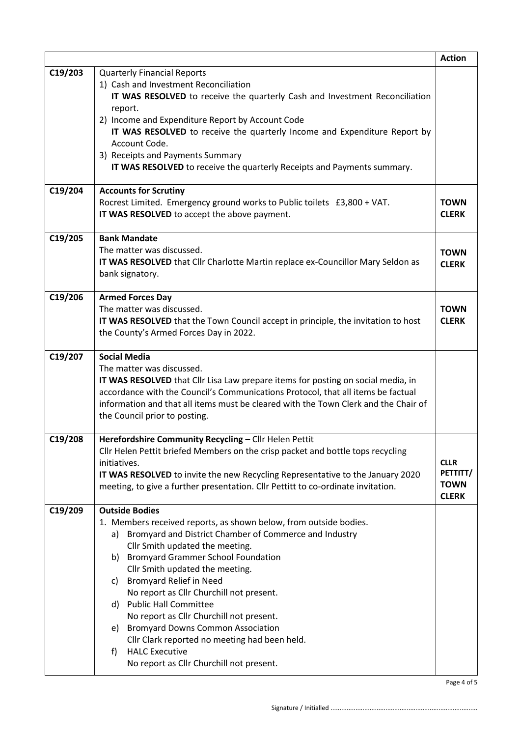| | | Action |
|---|---|---|
| C19/203 | Quarterly Financial Reports<br>1) Cash and Investment Reconciliation<br>**IT WAS RESOLVED** to receive the quarterly Cash and Investment Reconciliation report.<br>2) Income and Expenditure Report by Account Code<br>**IT WAS RESOLVED** to receive the quarterly Income and Expenditure Report by Account Code.<br>3) Receipts and Payments Summary<br>**IT WAS RESOLVED** to receive the quarterly Receipts and Payments summary. | |
| C19/204 | **Accounts for Scrutiny**<br>Rocrest Limited. Emergency ground works to Public toilets £3,800 + VAT.<br>**IT WAS RESOLVED** to accept the above payment. | **TOWN CLERK** |
| C19/205 | **Bank Mandate**<br>The matter was discussed.<br>**IT WAS RESOLVED** that Cllr Charlotte Martin replace ex-Councillor Mary Seldon as bank signatory. | **TOWN CLERK** |
| C19/206 | **Armed Forces Day**<br>The matter was discussed.<br>**IT WAS RESOLVED** that the Town Council accept in principle, the invitation to host the County's Armed Forces Day in 2022. | **TOWN CLERK** |
| C19/207 | **Social Media**<br>The matter was discussed.<br>**IT WAS RESOLVED** that Cllr Lisa Law prepare items for posting on social media, in accordance with the Council's Communications Protocol, that all items be factual information and that all items must be cleared with the Town Clerk and the Chair of the Council prior to posting. | |
| C19/208 | **Herefordshire Community Recycling** – Cllr Helen Pettit<br>Cllr Helen Pettit briefed Members on the crisp packet and bottle tops recycling initiatives.<br>**IT WAS RESOLVED** to invite the new Recycling Representative to the January 2020 meeting, to give a further presentation. Cllr Pettitt to co-ordinate invitation. | **CLLR PETTITT/ TOWN CLERK** |
| C19/209 | **Outside Bodies**<br>1. Members received reports, as shown below, from outside bodies.<br>a) Bromyard and District Chamber of Commerce and Industry<br>Cllr Smith updated the meeting.<br>b) Bromyard Grammer School Foundation<br>Cllr Smith updated the meeting.<br>c) Bromyard Relief in Need<br>No report as Cllr Churchill not present.<br>d) Public Hall Committee<br>No report as Cllr Churchill not present.<br>e) Bromyard Downs Common Association<br>Cllr Clark reported no meeting had been held.<br>f) HALC Executive<br>No report as Cllr Churchill not present. | |

Signature / Initialled ..................................................................................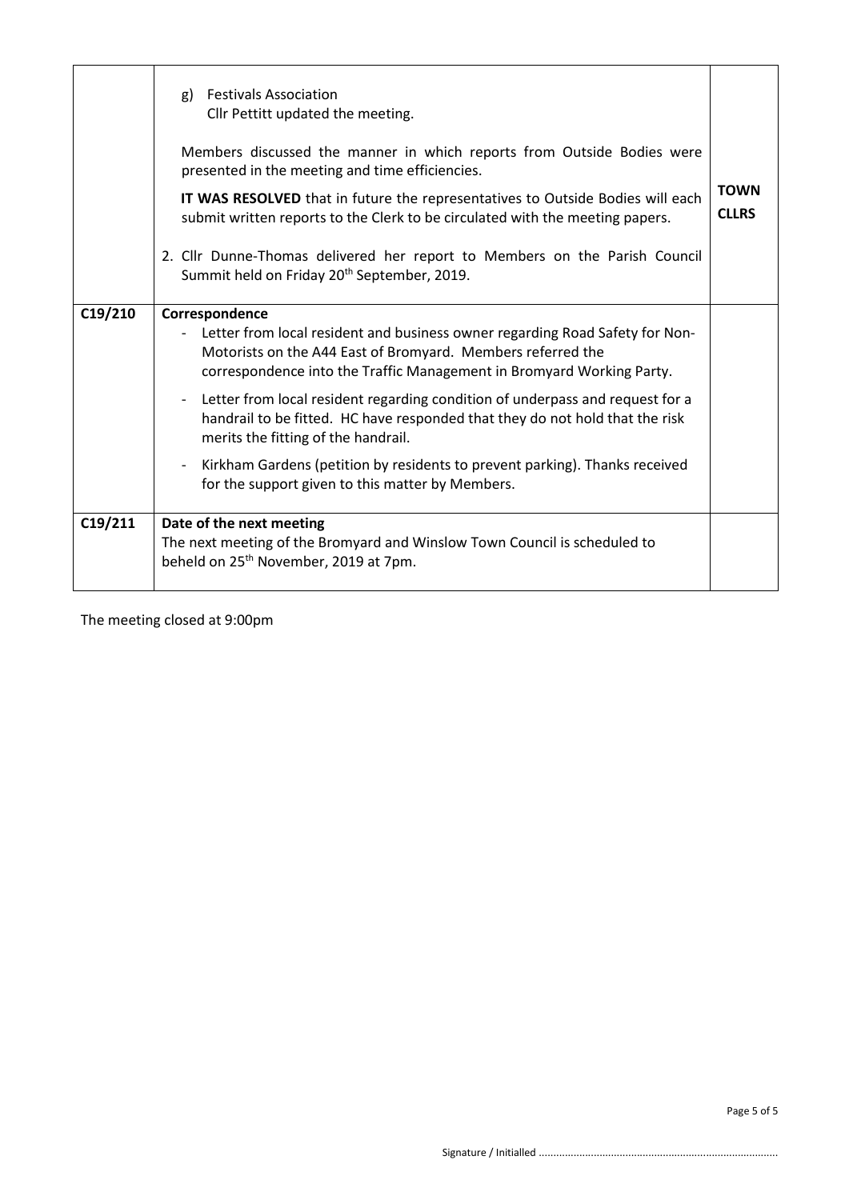| | | |
|---|---|---|
| | g) Festivals Association<br>Cllr Pettitt updated the meeting.<br><br>Members discussed the manner in which reports from Outside Bodies were presented in the meeting and time efficiencies.<br><br>**IT WAS RESOLVED** that in future the representatives to Outside Bodies will each submit written reports to the Clerk to be circulated with the meeting papers.<br><br>2. Cllr Dunne-Thomas delivered her report to Members on the Parish Council Summit held on Friday 20th September, 2019. | **TOWN CLLRS** |
| C19/210 | **Correspondence**<br>- Letter from local resident and business owner regarding Road Safety for Non-Motorists on the A44 East of Bromyard. Members referred the correspondence into the Traffic Management in Bromyard Working Party.<br>- Letter from local resident regarding condition of underpass and request for a handrail to be fitted. HC have responded that they do not hold that the risk merits the fitting of the handrail.<br>- Kirkham Gardens (petition by residents to prevent parking). Thanks received for the support given to this matter by Members. | |
| C19/211 | **Date of the next meeting**<br>The next meeting of the Bromyard and Winslow Town Council is scheduled to beheld on 25th November, 2019 at 7pm. | |

The meeting closed at 9:00pm

Signature / Initialled ..................................................................................